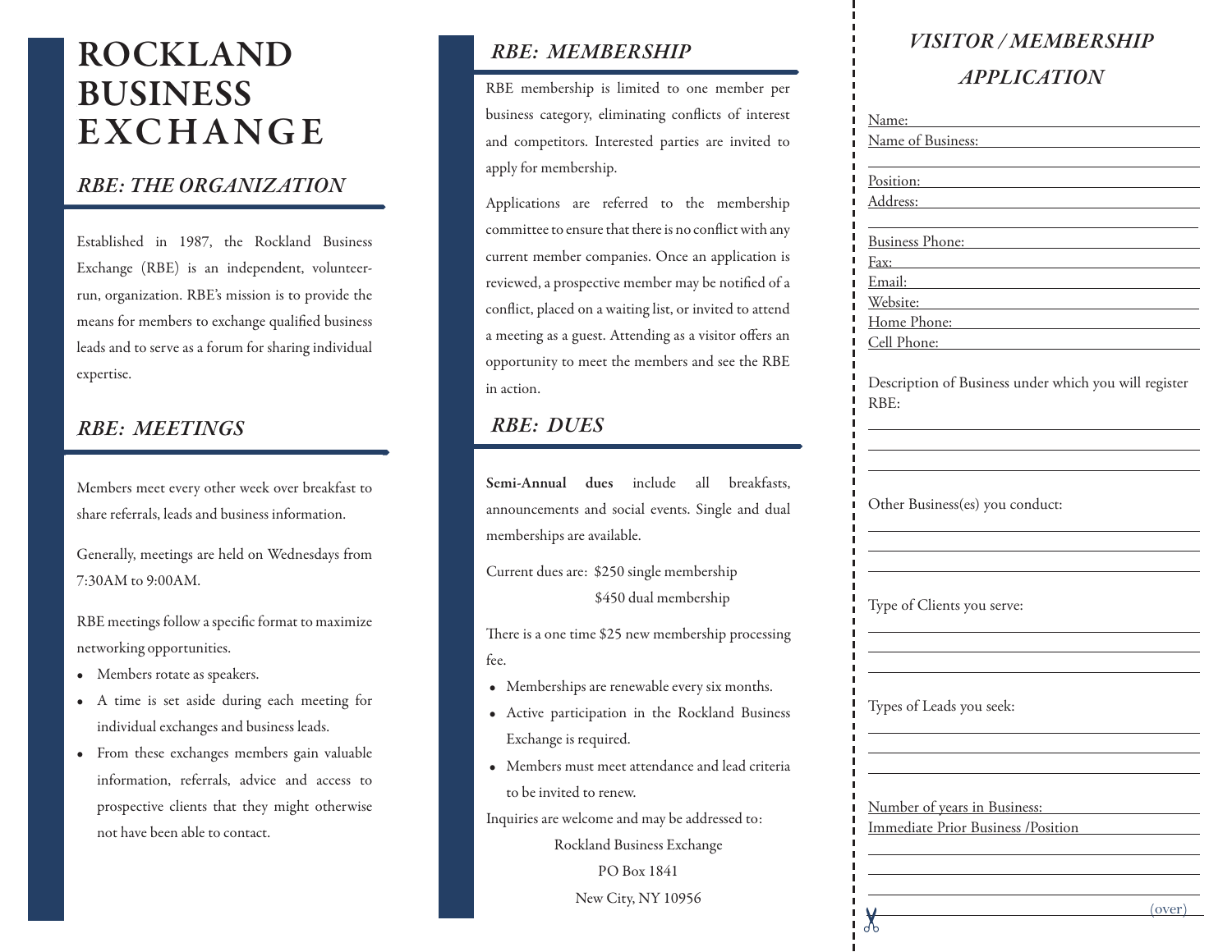# ROCKLAND BUSINESS EXCHANGE

## *RBE: THE ORGANIZATION*

Established in 1987, the Rockland Business Exchange (RBE) is an independent, volunteer-run, organization. RBE's mission is to provide the means for members to exchange qualified business leads and to serve as a forum for sharing individual expertise.

## *RBE: MEETINGS*

Members meet every other week over breakfast to share referrals, leads and business information.

Generally, meetings are held on Wednesdays from 7:30AM to 9:00AM.

RBE meetings follow a specific format to maximize networking opportunities.

- Members rotate as speakers.
- A time is set aside during each meeting for individual exchanges and business leads.
- From these exchanges members gain valuable information, referrals, advice and access to prospective clients that they might otherwise not have been able to contact.

## *RBE: MEMBERSHIP*

RBE membership is limited to one member per business category, eliminating conflicts of interest and competitors. Interested parties are invited to apply for membership.

Applications are referred to the membership committee to ensure that there is no conflict with any current member companies. Once an application is reviewed, a prospective member may be notified of a conflict, placed on a waiting list, or invited to attend a meeting as a guest. Attending as a visitor offers an opportunity to meet the members and see the RBE in action.

## *RBE: DUES*

**Semi-Annual dues** include all breakfasts, announcements and social events. Single and dual memberships are available.

Current dues are: $250 single membership
$450 dual membership

There is a one time $25 new membership processing fee.

- Memberships are renewable every six months.
- Active participation in the Rockland Business Exchange is required.
- Members must meet attendance and lead criteria to be invited to renew.

Inquiries are welcome and may be addressed to:

Rockland Business Exchange
PO Box 1841
New City, NY 10956

## *VISITOR / MEMBERSHIP APPLICATION*

Name: ______________________

Name of Business: ______________________

______________________

Position: ______________________

Address: ______________________

______________________

Business Phone: ______________________

Fax: ______________________

Email: ______________________

Website: ______________________

Home Phone: ______________________

Cell Phone: ______________________

Description of Business under which you will register RBE:

______________________

______________________

______________________

Other Business(es) you conduct:

______________________

______________________

______________________

Type of Clients you serve:

______________________

______________________

______________________

Types of Leads you seek:

______________________

______________________

______________________

Number of years in Business: ______________________

Immediate Prior Business /Position ______________________

______________________

______________________

______________________

(over)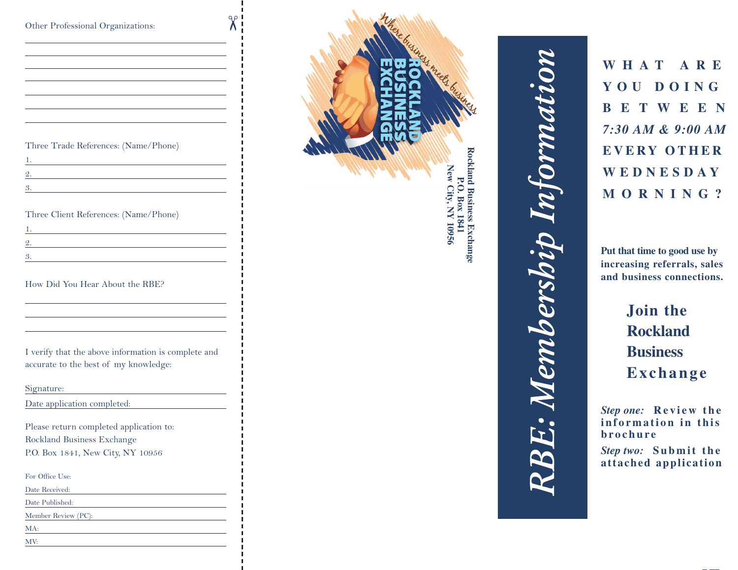Other Professional Organizations:

______________________________

______________________________

______________________________

______________________________

______________________________

______________________________

______________________________

Three Trade References: (Name/Phone)

1. ______________________________
2. ______________________________
3. ______________________________

Three Client References: (Name/Phone)

1. ______________________________
2. ______________________________
3. ______________________________

How Did You Hear About the RBE?

______________________________

______________________________

______________________________

I verify that the above information is complete and accurate to the best of my knowledge:

Signature: ______________________________

Date application completed: ______________________________

Please return completed application to:
Rockland Business Exchange
P.O. Box 1841, New City, NY 10956

For Office Use:

Date Received: ______________________________

Date Published: ______________________________

Member Review (PC): ______________________________

MA: ______________________________

MV: ______________________________

Where business meets business

ROCKLAND BUSINESS EXCHANGE

Rockland Business Exchange
P.O. Box 1841
New City, NY 10956

# *RBE: Membership Information*

**WHAT ARE YOU DOING BETWEEN *7:30 AM & 9:00 AM* EVERY OTHER WEDNESDAY MORNING?**

**Put that time to good use by increasing referrals, sales and business connections.**

## Join the Rockland Business Exchange

***Step one:*** **Review the information in this brochure**

***Step two:*** **Submit the attached application**